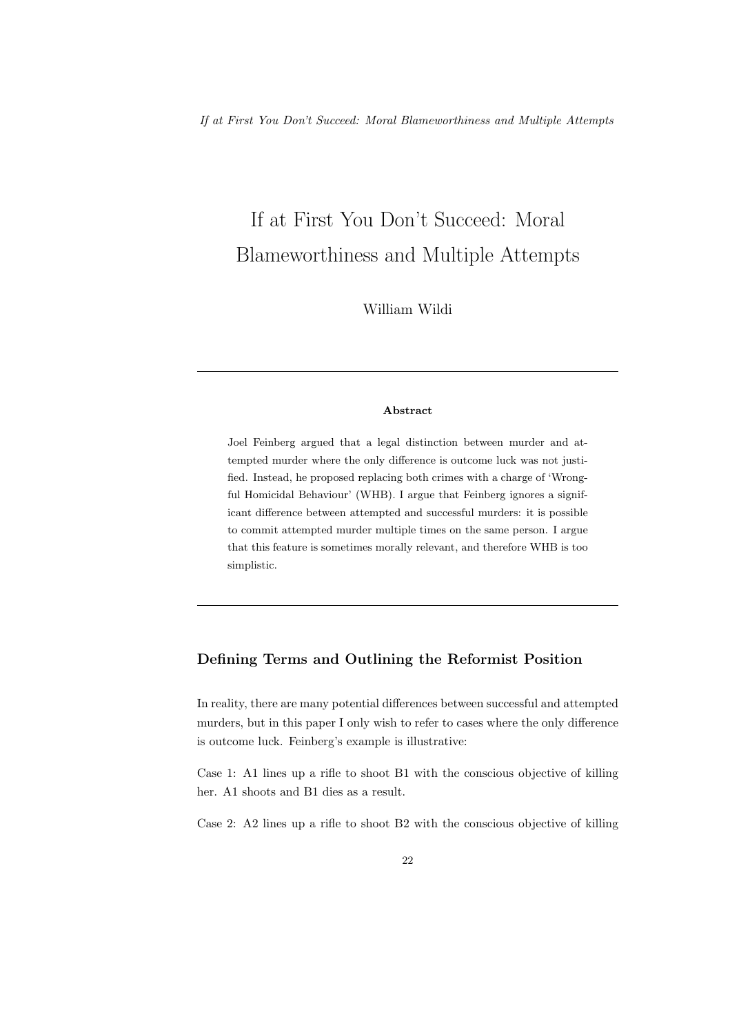# If at First You Don't Succeed: Moral Blameworthiness and Multiple Attempts

William Wildi

---

**Abstract**

Joel Feinberg argued that a legal distinction between murder and attempted murder where the only difference is outcome luck was not justified. Instead, he proposed replacing both crimes with a charge of 'Wrongful Homicidal Behaviour' (WHB). I argue that Feinberg ignores a significant difference between attempted and successful murders: it is possible to commit attempted murder multiple times on the same person. I argue that this feature is sometimes morally relevant, and therefore WHB is too simplistic.

---

## Defining Terms and Outlining the Reformist Position

In reality, there are many potential differences between successful and attempted murders, but in this paper I only wish to refer to cases where the only difference is outcome luck. Feinberg's example is illustrative:

Case 1: A1 lines up a rifle to shoot B1 with the conscious objective of killing her. A1 shoots and B1 dies as a result.

Case 2: A2 lines up a rifle to shoot B2 with the conscious objective of killing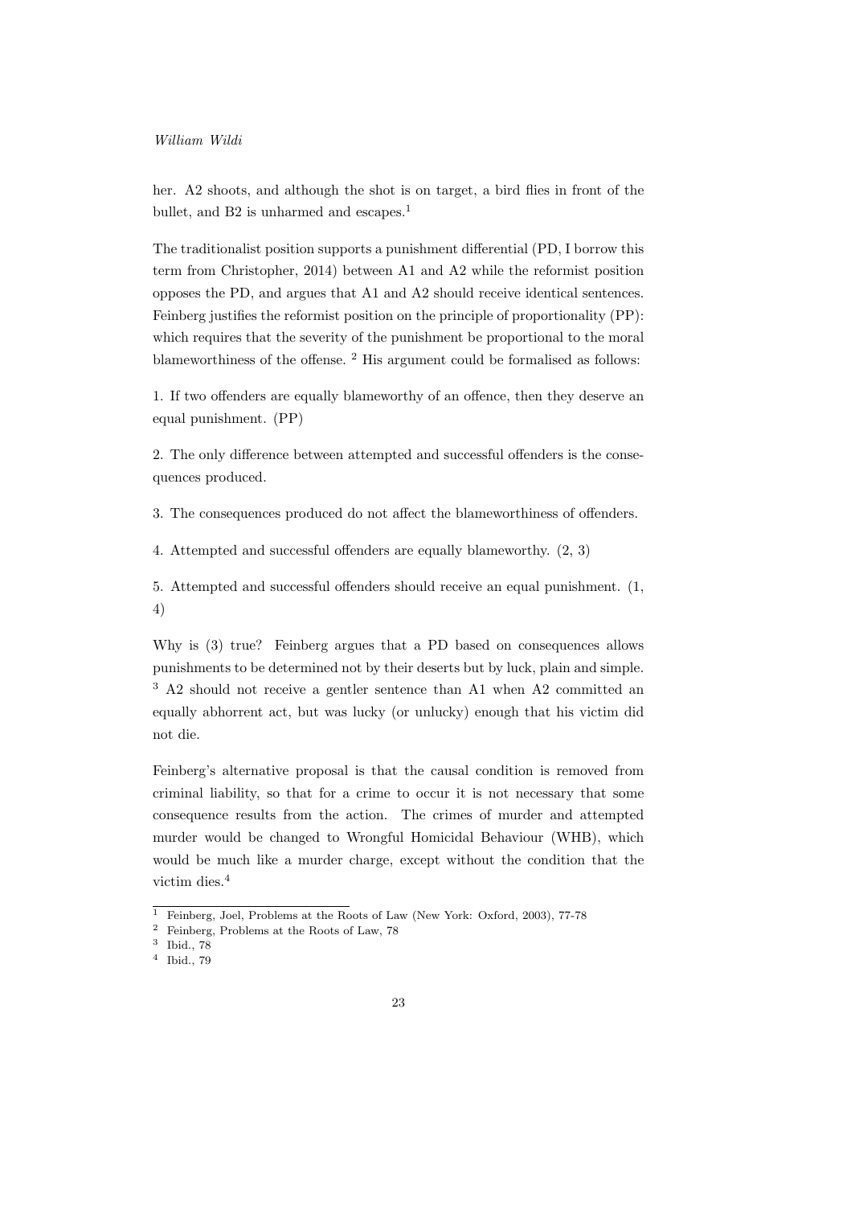her. A2 shoots, and although the shot is on target, a bird flies in front of the bullet, and B2 is unharmed and escapes.[1]

The traditionalist position supports a punishment differential (PD, I borrow this term from Christopher, 2014) between A1 and A2 while the reformist position opposes the PD, and argues that A1 and A2 should receive identical sentences. Feinberg justifies the reformist position on the principle of proportionality (PP): which requires that the severity of the punishment be proportional to the moral blameworthiness of the offense. [2] His argument could be formalised as follows:

1. If two offenders are equally blameworthy of an offence, then they deserve an equal punishment. (PP)

2. The only difference between attempted and successful offenders is the consequences produced.

3. The consequences produced do not affect the blameworthiness of offenders.

4. Attempted and successful offenders are equally blameworthy. (2, 3)

5. Attempted and successful offenders should receive an equal punishment. (1, 4)

Why is (3) true? Feinberg argues that a PD based on consequences allows punishments to be determined not by their deserts but by luck, plain and simple. [3] A2 should not receive a gentler sentence than A1 when A2 committed an equally abhorrent act, but was lucky (or unlucky) enough that his victim did not die.

Feinberg's alternative proposal is that the causal condition is removed from criminal liability, so that for a crime to occur it is not necessary that some consequence results from the action. The crimes of murder and attempted murder would be changed to Wrongful Homicidal Behaviour (WHB), which would be much like a murder charge, except without the condition that the victim dies.[4]

---

[1] Feinberg, Joel, Problems at the Roots of Law (New York: Oxford, 2003), 77-78

[2] Feinberg, Problems at the Roots of Law, 78

[3] Ibid., 78

[4] Ibid., 79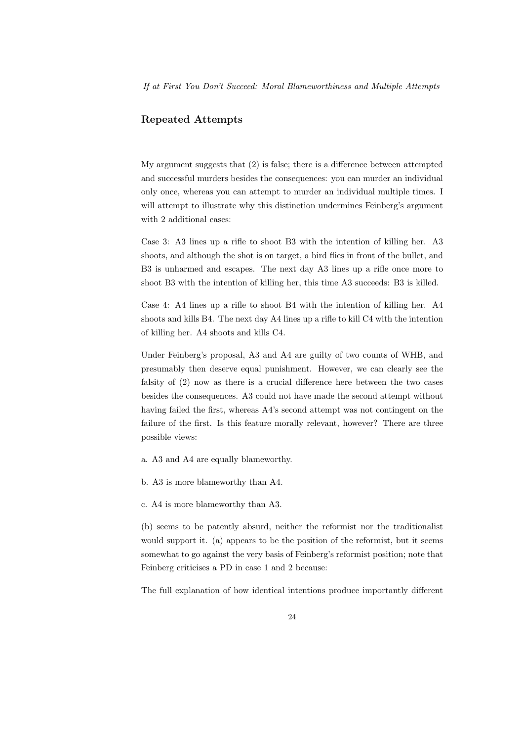## Repeated Attempts

My argument suggests that (2) is false; there is a difference between attempted and successful murders besides the consequences: you can murder an individual only once, whereas you can attempt to murder an individual multiple times. I will attempt to illustrate why this distinction undermines Feinberg's argument with 2 additional cases:

Case 3: A3 lines up a rifle to shoot B3 with the intention of killing her. A3 shoots, and although the shot is on target, a bird flies in front of the bullet, and B3 is unharmed and escapes. The next day A3 lines up a rifle once more to shoot B3 with the intention of killing her, this time A3 succeeds: B3 is killed.

Case 4: A4 lines up a rifle to shoot B4 with the intention of killing her. A4 shoots and kills B4. The next day A4 lines up a rifle to kill C4 with the intention of killing her. A4 shoots and kills C4.

Under Feinberg's proposal, A3 and A4 are guilty of two counts of WHB, and presumably then deserve equal punishment. However, we can clearly see the falsity of (2) now as there is a crucial difference here between the two cases besides the consequences. A3 could not have made the second attempt without having failed the first, whereas A4's second attempt was not contingent on the failure of the first. Is this feature morally relevant, however? There are three possible views:

a. A3 and A4 are equally blameworthy.

b. A3 is more blameworthy than A4.

c. A4 is more blameworthy than A3.

(b) seems to be patently absurd, neither the reformist nor the traditionalist would support it. (a) appears to be the position of the reformist, but it seems somewhat to go against the very basis of Feinberg's reformist position; note that Feinberg criticises a PD in case 1 and 2 because:

The full explanation of how identical intentions produce importantly different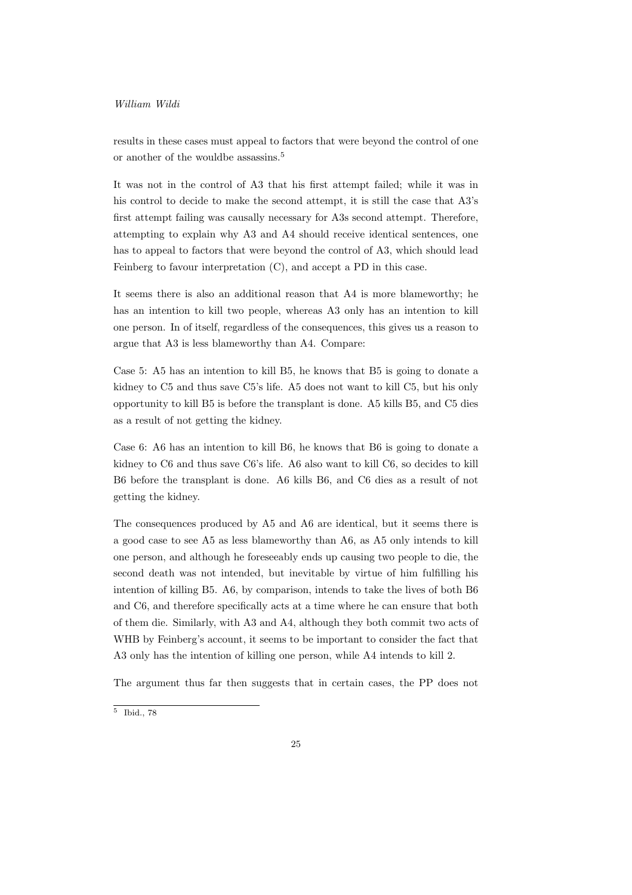results in these cases must appeal to factors that were beyond the control of one or another of the wouldbe assassins.[5]

It was not in the control of A3 that his first attempt failed; while it was in his control to decide to make the second attempt, it is still the case that A3's first attempt failing was causally necessary for A3s second attempt. Therefore, attempting to explain why A3 and A4 should receive identical sentences, one has to appeal to factors that were beyond the control of A3, which should lead Feinberg to favour interpretation (C), and accept a PD in this case.

It seems there is also an additional reason that A4 is more blameworthy; he has an intention to kill two people, whereas A3 only has an intention to kill one person. In of itself, regardless of the consequences, this gives us a reason to argue that A3 is less blameworthy than A4. Compare:

Case 5: A5 has an intention to kill B5, he knows that B5 is going to donate a kidney to C5 and thus save C5's life. A5 does not want to kill C5, but his only opportunity to kill B5 is before the transplant is done. A5 kills B5, and C5 dies as a result of not getting the kidney.

Case 6: A6 has an intention to kill B6, he knows that B6 is going to donate a kidney to C6 and thus save C6's life. A6 also want to kill C6, so decides to kill B6 before the transplant is done. A6 kills B6, and C6 dies as a result of not getting the kidney.

The consequences produced by A5 and A6 are identical, but it seems there is a good case to see A5 as less blameworthy than A6, as A5 only intends to kill one person, and although he foreseeably ends up causing two people to die, the second death was not intended, but inevitable by virtue of him fulfilling his intention of killing B5. A6, by comparison, intends to take the lives of both B6 and C6, and therefore specifically acts at a time where he can ensure that both of them die. Similarly, with A3 and A4, although they both commit two acts of WHB by Feinberg's account, it seems to be important to consider the fact that A3 only has the intention of killing one person, while A4 intends to kill 2.

The argument thus far then suggests that in certain cases, the PP does not

[5] Ibid., 78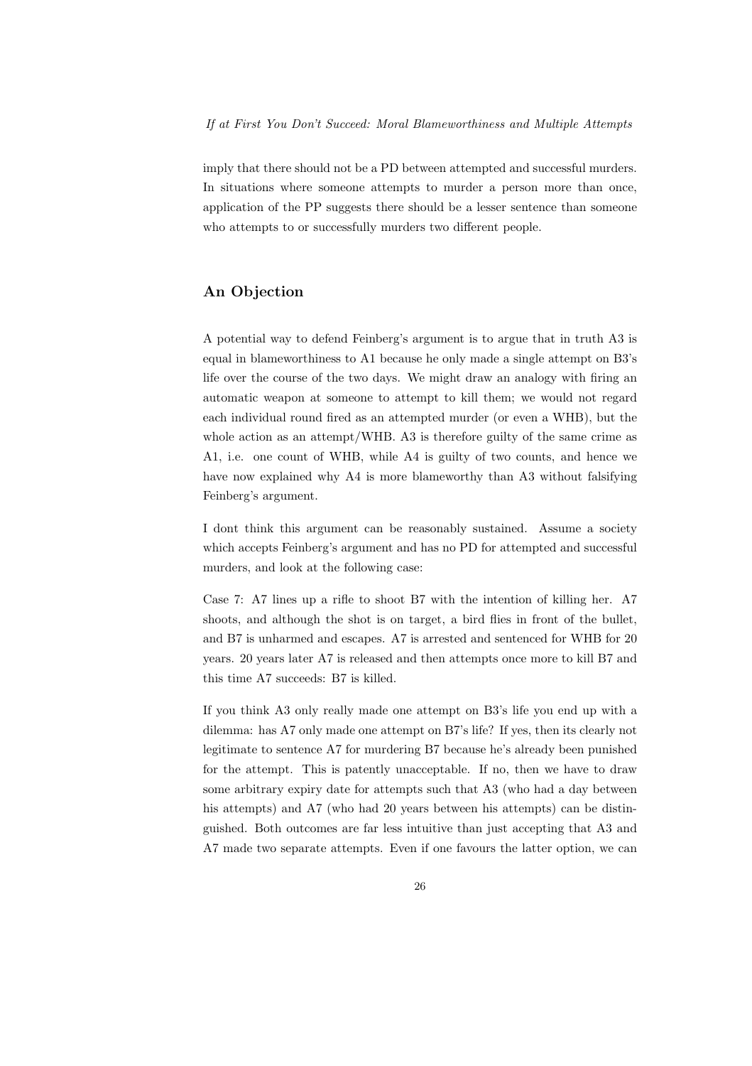imply that there should not be a PD between attempted and successful murders. In situations where someone attempts to murder a person more than once, application of the PP suggests there should be a lesser sentence than someone who attempts to or successfully murders two different people.

## An Objection

A potential way to defend Feinberg's argument is to argue that in truth A3 is equal in blameworthiness to A1 because he only made a single attempt on B3's life over the course of the two days. We might draw an analogy with firing an automatic weapon at someone to attempt to kill them; we would not regard each individual round fired as an attempted murder (or even a WHB), but the whole action as an attempt/WHB. A3 is therefore guilty of the same crime as A1, i.e. one count of WHB, while A4 is guilty of two counts, and hence we have now explained why A4 is more blameworthy than A3 without falsifying Feinberg's argument.

I dont think this argument can be reasonably sustained. Assume a society which accepts Feinberg's argument and has no PD for attempted and successful murders, and look at the following case:

Case 7: A7 lines up a rifle to shoot B7 with the intention of killing her. A7 shoots, and although the shot is on target, a bird flies in front of the bullet, and B7 is unharmed and escapes. A7 is arrested and sentenced for WHB for 20 years. 20 years later A7 is released and then attempts once more to kill B7 and this time A7 succeeds: B7 is killed.

If you think A3 only really made one attempt on B3's life you end up with a dilemma: has A7 only made one attempt on B7's life? If yes, then its clearly not legitimate to sentence A7 for murdering B7 because he's already been punished for the attempt. This is patently unacceptable. If no, then we have to draw some arbitrary expiry date for attempts such that A3 (who had a day between his attempts) and A7 (who had 20 years between his attempts) can be distinguished. Both outcomes are far less intuitive than just accepting that A3 and A7 made two separate attempts. Even if one favours the latter option, we can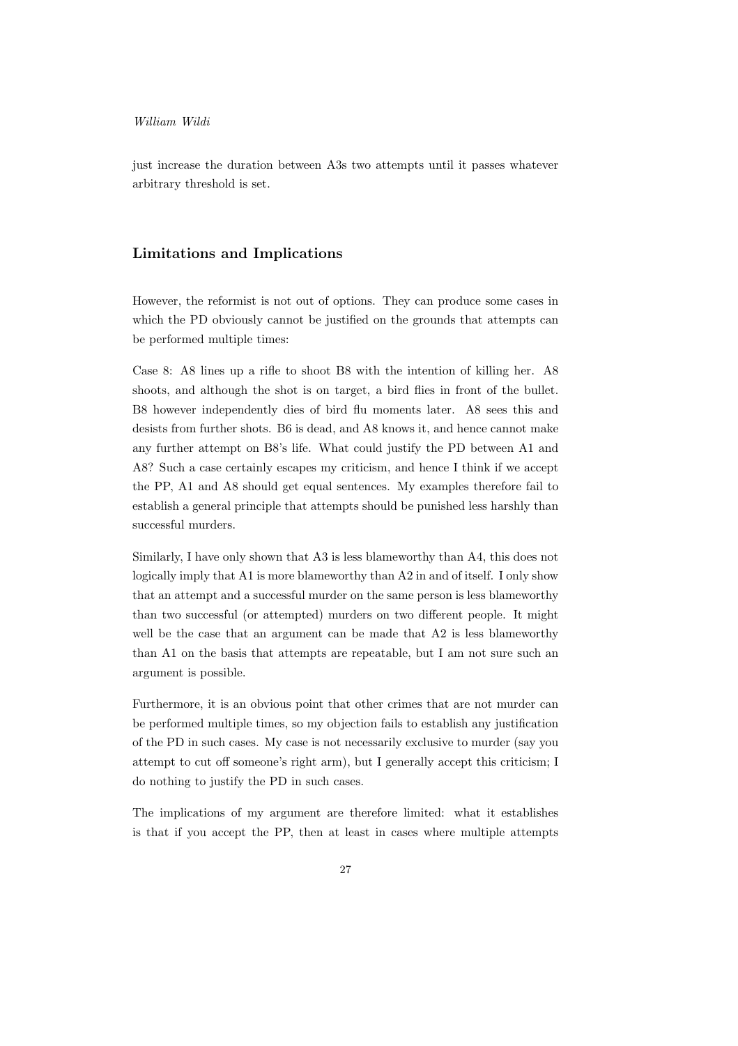just increase the duration between A3s two attempts until it passes whatever arbitrary threshold is set.

## Limitations and Implications

However, the reformist is not out of options. They can produce some cases in which the PD obviously cannot be justified on the grounds that attempts can be performed multiple times:

Case 8: A8 lines up a rifle to shoot B8 with the intention of killing her. A8 shoots, and although the shot is on target, a bird flies in front of the bullet. B8 however independently dies of bird flu moments later. A8 sees this and desists from further shots. B6 is dead, and A8 knows it, and hence cannot make any further attempt on B8's life. What could justify the PD between A1 and A8? Such a case certainly escapes my criticism, and hence I think if we accept the PP, A1 and A8 should get equal sentences. My examples therefore fail to establish a general principle that attempts should be punished less harshly than successful murders.

Similarly, I have only shown that A3 is less blameworthy than A4, this does not logically imply that A1 is more blameworthy than A2 in and of itself. I only show that an attempt and a successful murder on the same person is less blameworthy than two successful (or attempted) murders on two different people. It might well be the case that an argument can be made that A2 is less blameworthy than A1 on the basis that attempts are repeatable, but I am not sure such an argument is possible.

Furthermore, it is an obvious point that other crimes that are not murder can be performed multiple times, so my objection fails to establish any justification of the PD in such cases. My case is not necessarily exclusive to murder (say you attempt to cut off someone's right arm), but I generally accept this criticism; I do nothing to justify the PD in such cases.

The implications of my argument are therefore limited: what it establishes is that if you accept the PP, then at least in cases where multiple attempts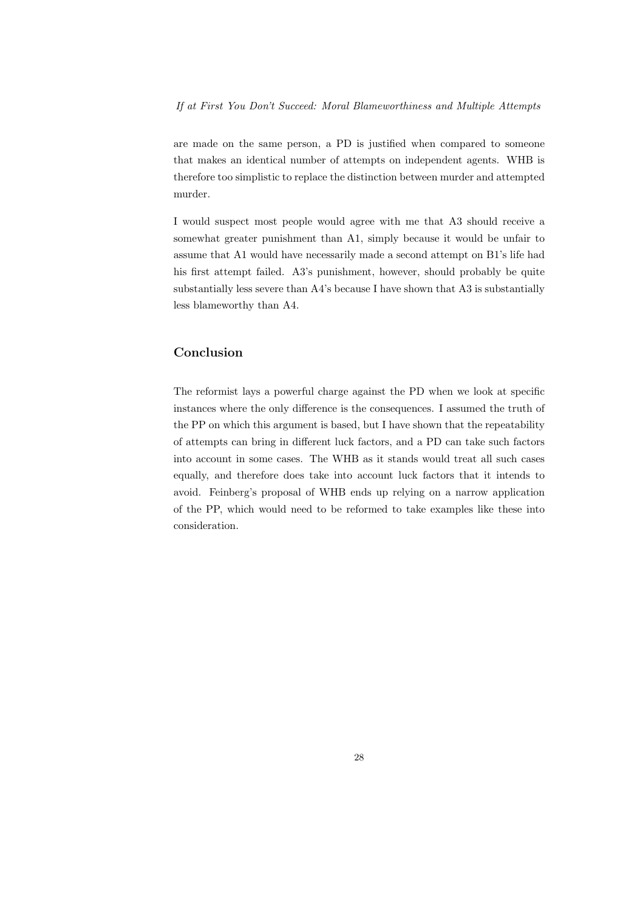are made on the same person, a PD is justified when compared to someone that makes an identical number of attempts on independent agents. WHB is therefore too simplistic to replace the distinction between murder and attempted murder.

I would suspect most people would agree with me that A3 should receive a somewhat greater punishment than A1, simply because it would be unfair to assume that A1 would have necessarily made a second attempt on B1's life had his first attempt failed. A3's punishment, however, should probably be quite substantially less severe than A4's because I have shown that A3 is substantially less blameworthy than A4.

## Conclusion

The reformist lays a powerful charge against the PD when we look at specific instances where the only difference is the consequences. I assumed the truth of the PP on which this argument is based, but I have shown that the repeatability of attempts can bring in different luck factors, and a PD can take such factors into account in some cases. The WHB as it stands would treat all such cases equally, and therefore does take into account luck factors that it intends to avoid. Feinberg's proposal of WHB ends up relying on a narrow application of the PP, which would need to be reformed to take examples like these into consideration.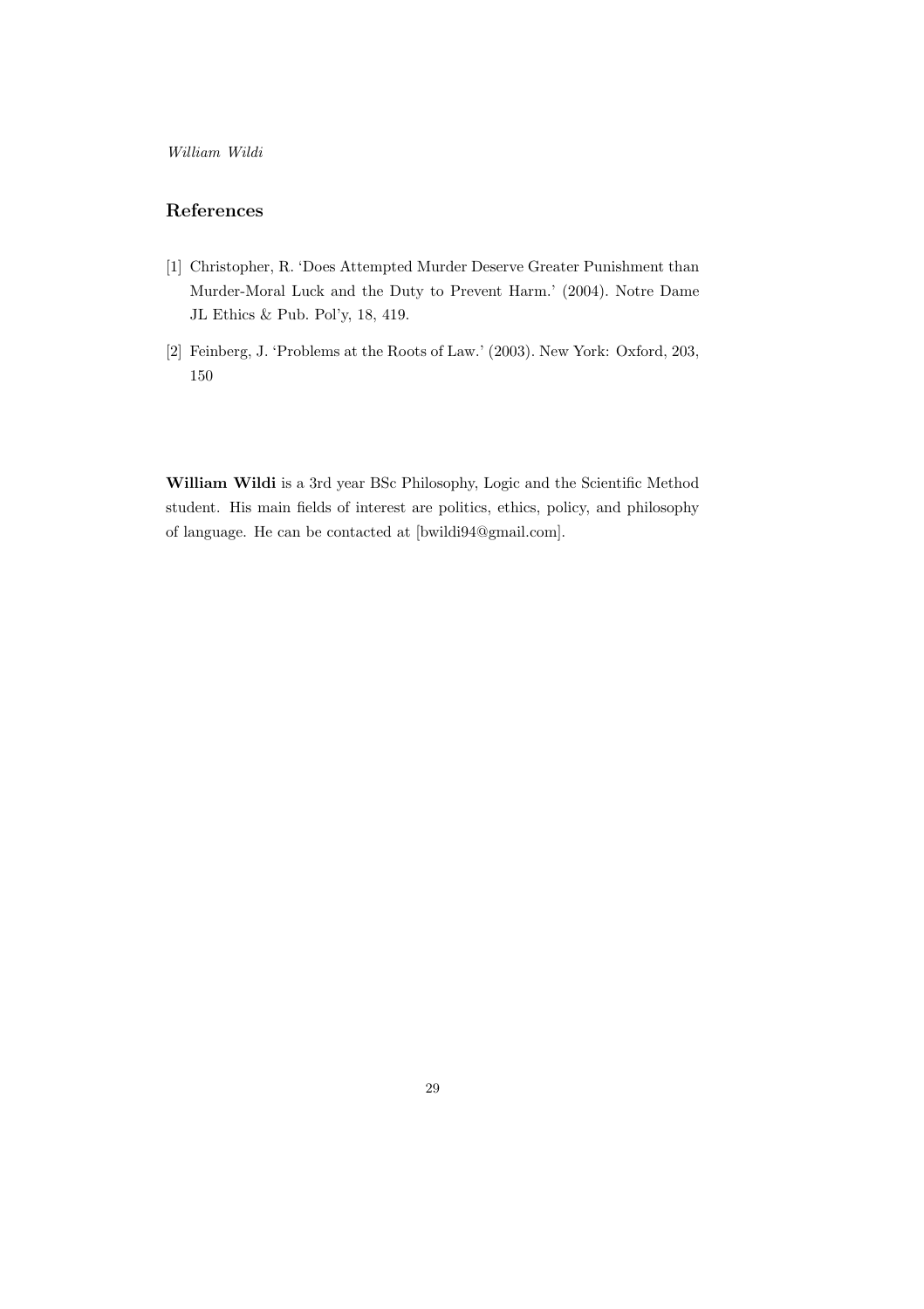## References

[1] Christopher, R. 'Does Attempted Murder Deserve Greater Punishment than Murder-Moral Luck and the Duty to Prevent Harm.' (2004). Notre Dame JL Ethics & Pub. Pol'y, 18, 419.

[2] Feinberg, J. 'Problems at the Roots of Law.' (2003). New York: Oxford, 203, 150

**William Wildi** is a 3rd year BSc Philosophy, Logic and the Scientific Method student. His main fields of interest are politics, ethics, policy, and philosophy of language. He can be contacted at [bwildi94@gmail.com].